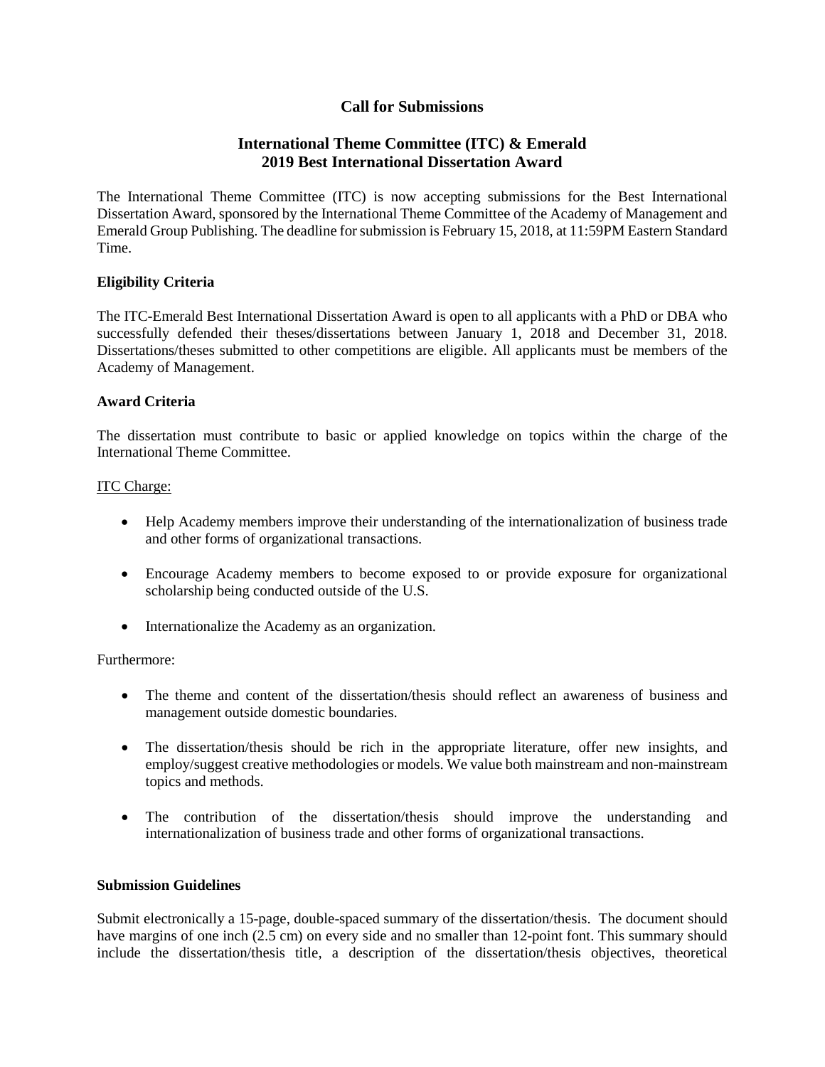# Call for Submissions

## International Theme Committee (ITC) & Emerald
## 2019 Best International Dissertation Award

The International Theme Committee (ITC) is now accepting submissions for the Best International Dissertation Award, sponsored by the International Theme Committee of the Academy of Management and Emerald Group Publishing. The deadline for submission is February 15, 2018, at 11:59PM Eastern Standard Time.

### Eligibility Criteria

The ITC-Emerald Best International Dissertation Award is open to all applicants with a PhD or DBA who successfully defended their theses/dissertations between January 1, 2018 and December 31, 2018. Dissertations/theses submitted to other competitions are eligible. All applicants must be members of the Academy of Management.

### Award Criteria

The dissertation must contribute to basic or applied knowledge on topics within the charge of the International Theme Committee.

<u>ITC Charge:</u>

- Help Academy members improve their understanding of the internationalization of business trade and other forms of organizational transactions.
- Encourage Academy members to become exposed to or provide exposure for organizational scholarship being conducted outside of the U.S.
- Internationalize the Academy as an organization.

Furthermore:

- The theme and content of the dissertation/thesis should reflect an awareness of business and management outside domestic boundaries.
- The dissertation/thesis should be rich in the appropriate literature, offer new insights, and employ/suggest creative methodologies or models. We value both mainstream and non-mainstream topics and methods.
- The contribution of the dissertation/thesis should improve the understanding and internationalization of business trade and other forms of organizational transactions.

### Submission Guidelines

Submit electronically a 15-page, double-spaced summary of the dissertation/thesis. The document should have margins of one inch (2.5 cm) on every side and no smaller than 12-point font. This summary should include the dissertation/thesis title, a description of the dissertation/thesis objectives, theoretical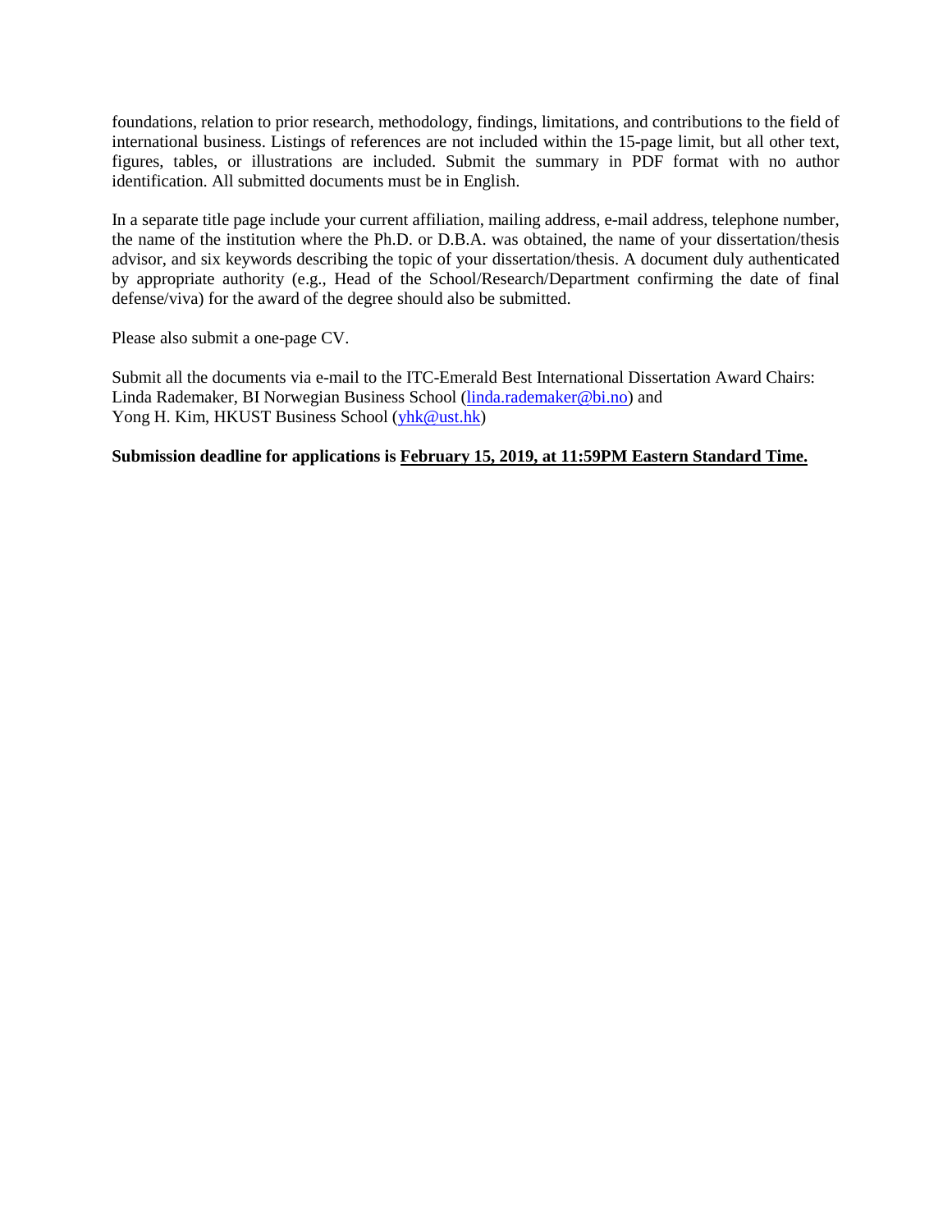foundations, relation to prior research, methodology, findings, limitations, and contributions to the field of international business. Listings of references are not included within the 15-page limit, but all other text, figures, tables, or illustrations are included. Submit the summary in PDF format with no author identification. All submitted documents must be in English.

In a separate title page include your current affiliation, mailing address, e-mail address, telephone number, the name of the institution where the Ph.D. or D.B.A. was obtained, the name of your dissertation/thesis advisor, and six keywords describing the topic of your dissertation/thesis. A document duly authenticated by appropriate authority (e.g., Head of the School/Research/Department confirming the date of final defense/viva) for the award of the degree should also be submitted.

Please also submit a one-page CV.

Submit all the documents via e-mail to the ITC-Emerald Best International Dissertation Award Chairs:
Linda Rademaker, BI Norwegian Business School (linda.rademaker@bi.no) and
Yong H. Kim, HKUST Business School (yhk@ust.hk)

**Submission deadline for applications is February 15, 2019, at 11:59PM Eastern Standard Time.**